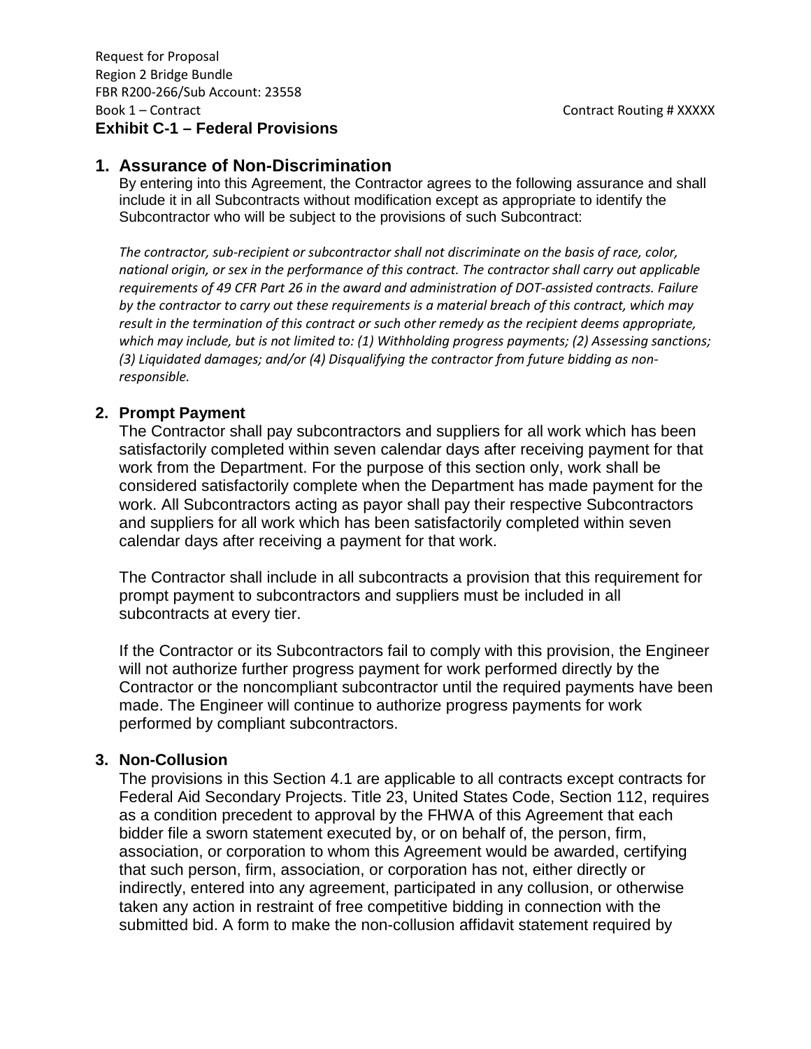Request for Proposal
Region 2 Bridge Bundle
FBR R200-266/Sub Account: 23558
Book 1 – Contract Contract Routing # XXXXX

# Exhibit C-1 – Federal Provisions

## 1. Assurance of Non-Discrimination

By entering into this Agreement, the Contractor agrees to the following assurance and shall include it in all Subcontracts without modification except as appropriate to identify the Subcontractor who will be subject to the provisions of such Subcontract:

*The contractor, sub-recipient or subcontractor shall not discriminate on the basis of race, color, national origin, or sex in the performance of this contract. The contractor shall carry out applicable requirements of 49 CFR Part 26 in the award and administration of DOT-assisted contracts. Failure by the contractor to carry out these requirements is a material breach of this contract, which may result in the termination of this contract or such other remedy as the recipient deems appropriate, which may include, but is not limited to: (1) Withholding progress payments; (2) Assessing sanctions; (3) Liquidated damages; and/or (4) Disqualifying the contractor from future bidding as non-responsible.*

### 2. Prompt Payment

The Contractor shall pay subcontractors and suppliers for all work which has been satisfactorily completed within seven calendar days after receiving payment for that work from the Department. For the purpose of this section only, work shall be considered satisfactorily complete when the Department has made payment for the work. All Subcontractors acting as payor shall pay their respective Subcontractors and suppliers for all work which has been satisfactorily completed within seven calendar days after receiving a payment for that work.

The Contractor shall include in all subcontracts a provision that this requirement for prompt payment to subcontractors and suppliers must be included in all subcontracts at every tier.

If the Contractor or its Subcontractors fail to comply with this provision, the Engineer will not authorize further progress payment for work performed directly by the Contractor or the noncompliant subcontractor until the required payments have been made. The Engineer will continue to authorize progress payments for work performed by compliant subcontractors.

### 3. Non-Collusion

The provisions in this Section 4.1 are applicable to all contracts except contracts for Federal Aid Secondary Projects. Title 23, United States Code, Section 112, requires as a condition precedent to approval by the FHWA of this Agreement that each bidder file a sworn statement executed by, or on behalf of, the person, firm, association, or corporation to whom this Agreement would be awarded, certifying that such person, firm, association, or corporation has not, either directly or indirectly, entered into any agreement, participated in any collusion, or otherwise taken any action in restraint of free competitive bidding in connection with the submitted bid. A form to make the non-collusion affidavit statement required by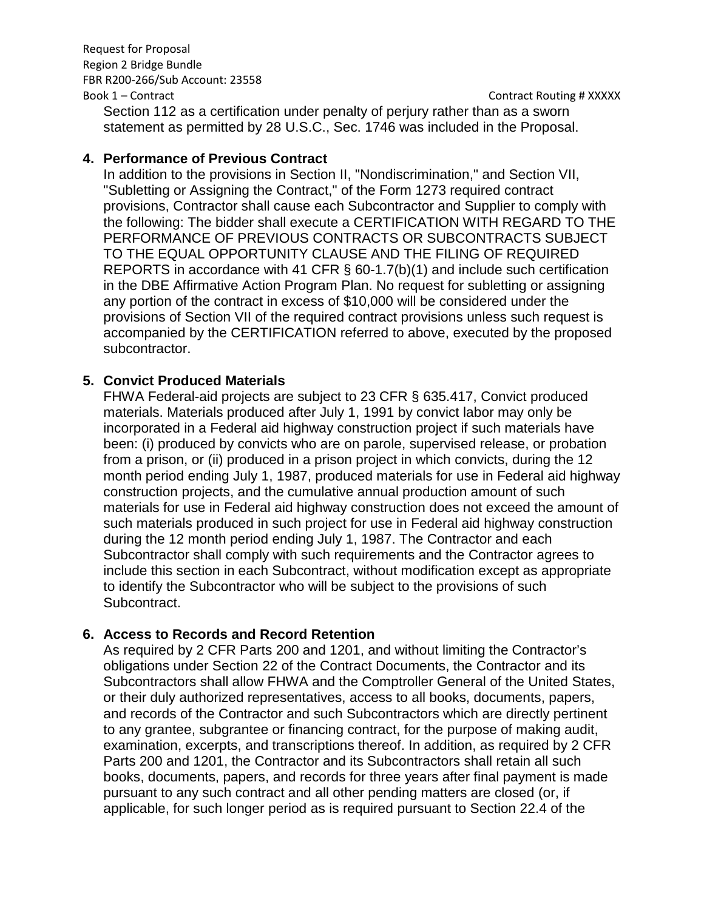Section 112 as a certification under penalty of perjury rather than as a sworn statement as permitted by 28 U.S.C., Sec. 1746 was included in the Proposal.

**4. Performance of Previous Contract**

In addition to the provisions in Section II, "Nondiscrimination," and Section VII, "Subletting or Assigning the Contract," of the Form 1273 required contract provisions, Contractor shall cause each Subcontractor and Supplier to comply with the following: The bidder shall execute a CERTIFICATION WITH REGARD TO THE PERFORMANCE OF PREVIOUS CONTRACTS OR SUBCONTRACTS SUBJECT TO THE EQUAL OPPORTUNITY CLAUSE AND THE FILING OF REQUIRED REPORTS in accordance with 41 CFR § 60-1.7(b)(1) and include such certification in the DBE Affirmative Action Program Plan. No request for subletting or assigning any portion of the contract in excess of $10,000 will be considered under the provisions of Section VII of the required contract provisions unless such request is accompanied by the CERTIFICATION referred to above, executed by the proposed subcontractor.

**5. Convict Produced Materials**

FHWA Federal-aid projects are subject to 23 CFR § 635.417, Convict produced materials. Materials produced after July 1, 1991 by convict labor may only be incorporated in a Federal aid highway construction project if such materials have been: (i) produced by convicts who are on parole, supervised release, or probation from a prison, or (ii) produced in a prison project in which convicts, during the 12 month period ending July 1, 1987, produced materials for use in Federal aid highway construction projects, and the cumulative annual production amount of such materials for use in Federal aid highway construction does not exceed the amount of such materials produced in such project for use in Federal aid highway construction during the 12 month period ending July 1, 1987. The Contractor and each Subcontractor shall comply with such requirements and the Contractor agrees to include this section in each Subcontract, without modification except as appropriate to identify the Subcontractor who will be subject to the provisions of such Subcontract.

**6. Access to Records and Record Retention**

As required by 2 CFR Parts 200 and 1201, and without limiting the Contractor's obligations under Section 22 of the Contract Documents, the Contractor and its Subcontractors shall allow FHWA and the Comptroller General of the United States, or their duly authorized representatives, access to all books, documents, papers, and records of the Contractor and such Subcontractors which are directly pertinent to any grantee, subgrantee or financing contract, for the purpose of making audit, examination, excerpts, and transcriptions thereof. In addition, as required by 2 CFR Parts 200 and 1201, the Contractor and its Subcontractors shall retain all such books, documents, papers, and records for three years after final payment is made pursuant to any such contract and all other pending matters are closed (or, if applicable, for such longer period as is required pursuant to Section 22.4 of the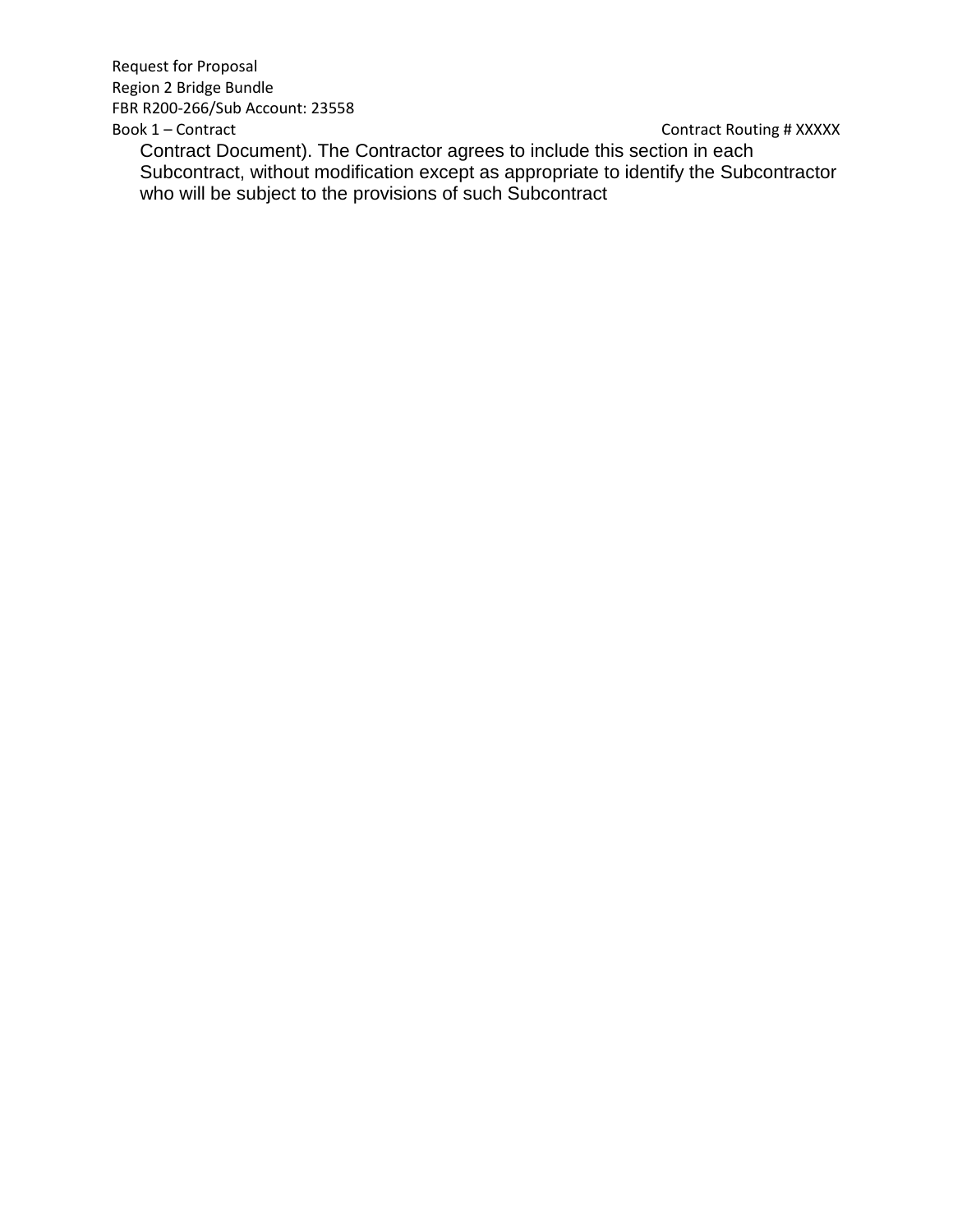Contract Document). The Contractor agrees to include this section in each Subcontract, without modification except as appropriate to identify the Subcontractor who will be subject to the provisions of such Subcontract